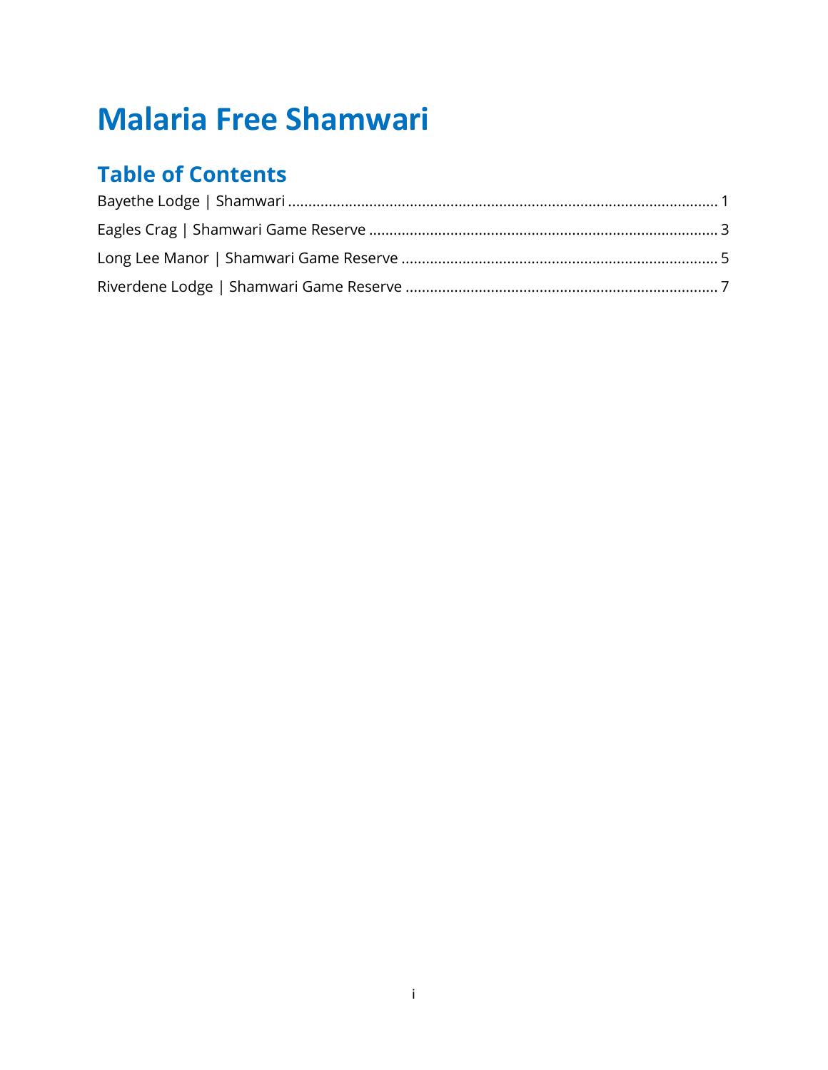# Malaria Free Shamwari

## Table of Contents

Bayethe Lodge | Shamwari ........................................................................................................ 1

Eagles Crag | Shamwari Game Reserve .................................................................................... 3

Long Lee Manor | Shamwari Game Reserve ............................................................................ 5

Riverdene Lodge | Shamwari Game Reserve ........................................................................... 7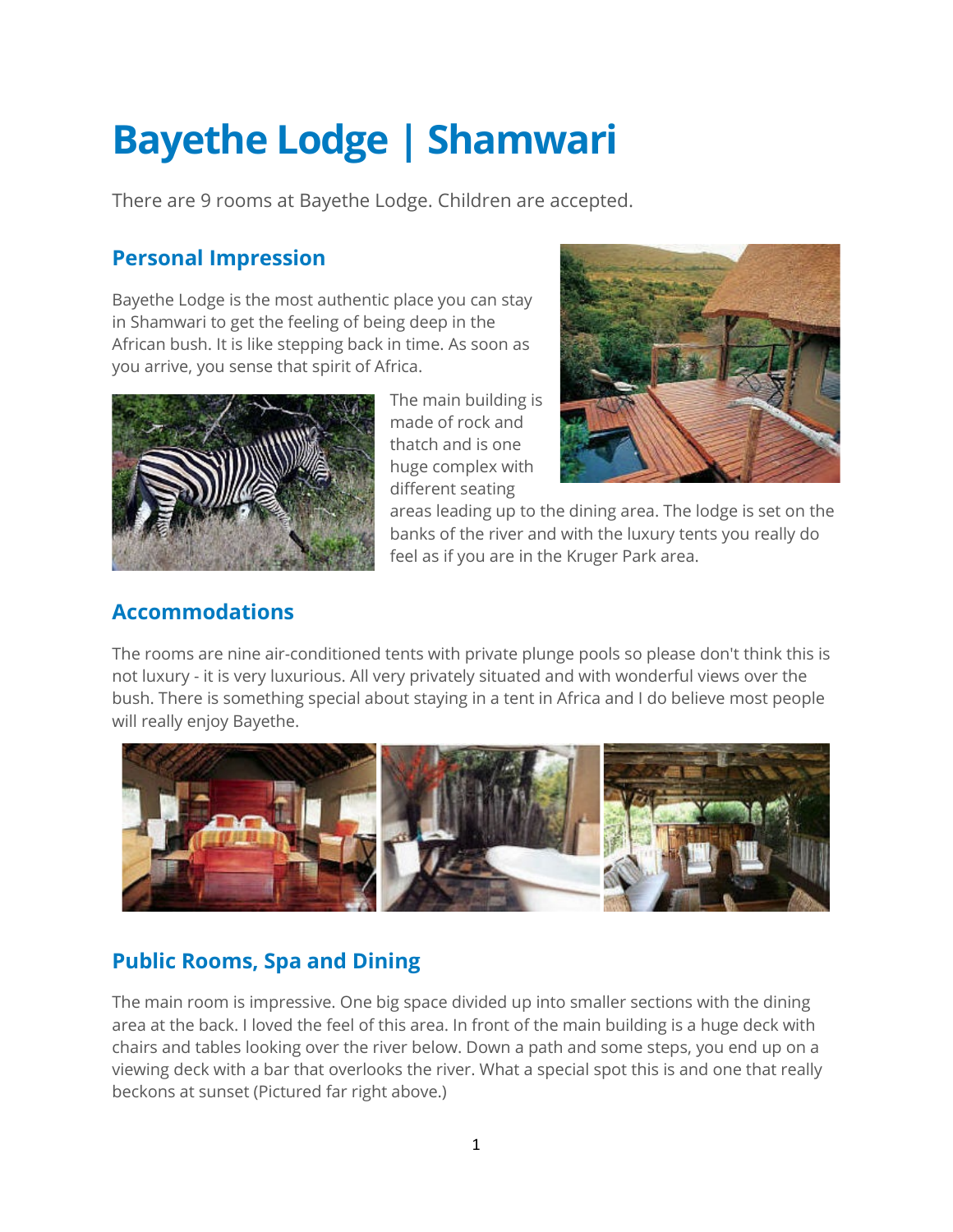# Bayethe Lodge | Shamwari

There are 9 rooms at Bayethe Lodge. Children are accepted.

## Personal Impression

Bayethe Lodge is the most authentic place you can stay in Shamwari to get the feeling of being deep in the African bush. It is like stepping back in time. As soon as you arrive, you sense that spirit of Africa.

The main building is made of rock and thatch and is one huge complex with different seating areas leading up to the dining area. The lodge is set on the banks of the river and with the luxury tents you really do feel as if you are in the Kruger Park area.

## Accommodations

The rooms are nine air-conditioned tents with private plunge pools so please don't think this is not luxury - it is very luxurious. All very privately situated and with wonderful views over the bush. There is something special about staying in a tent in Africa and I do believe most people will really enjoy Bayethe.

## Public Rooms, Spa and Dining

The main room is impressive. One big space divided up into smaller sections with the dining area at the back. I loved the feel of this area. In front of the main building is a huge deck with chairs and tables looking over the river below. Down a path and some steps, you end up on a viewing deck with a bar that overlooks the river. What a special spot this is and one that really beckons at sunset (Pictured far right above.)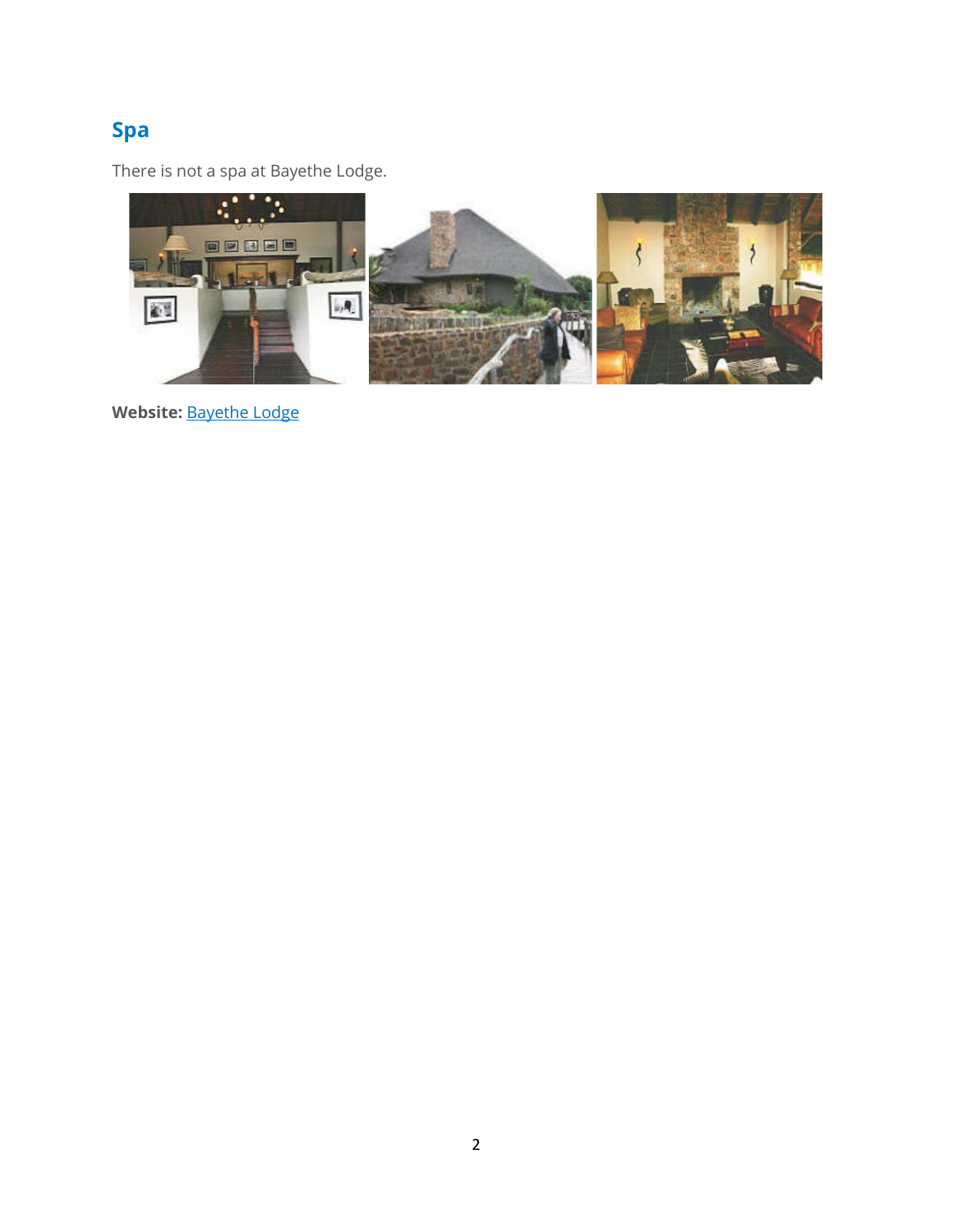## Spa

There is not a spa at Bayethe Lodge.

**Website:** [Bayethe Lodge]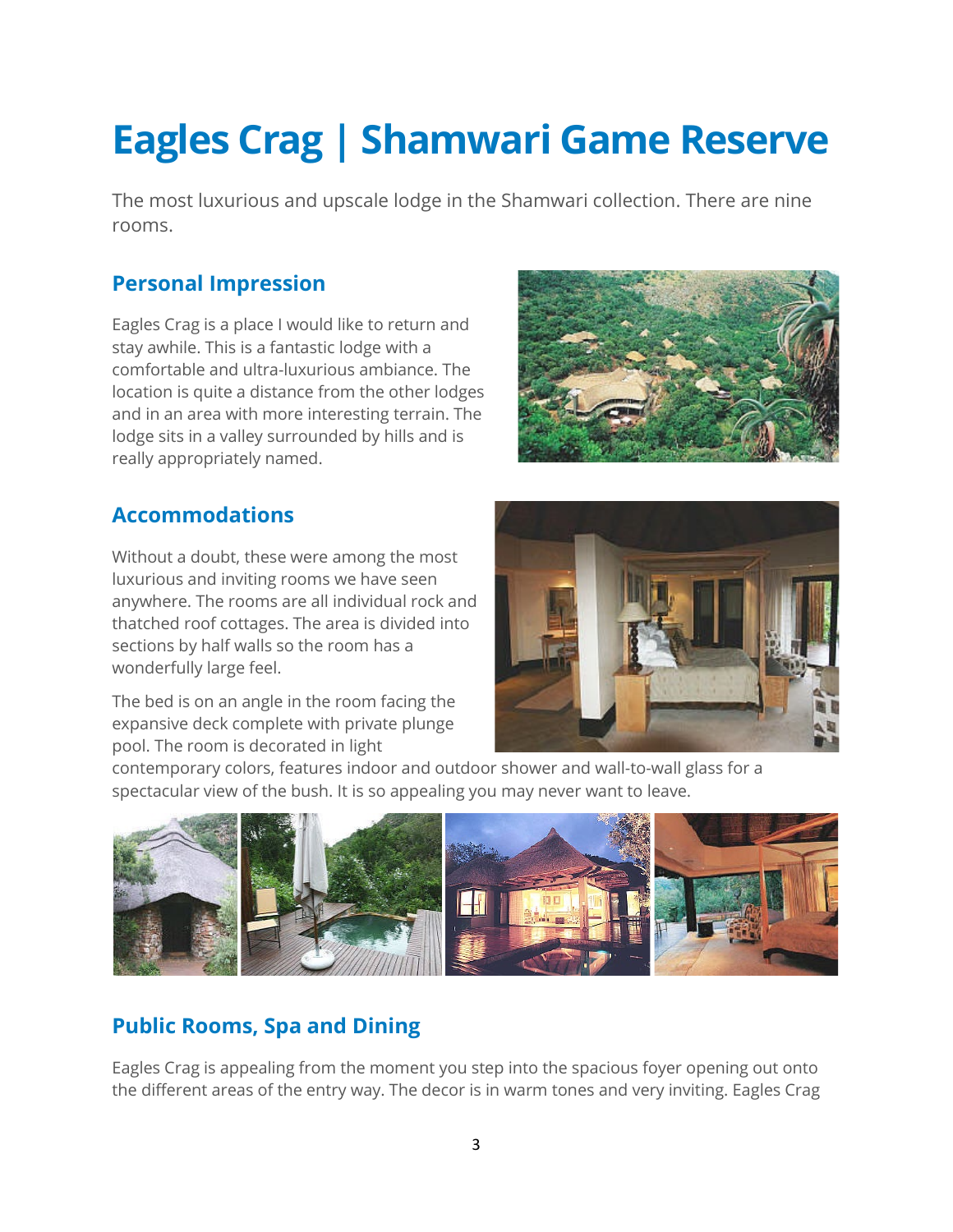# Eagles Crag | Shamwari Game Reserve

The most luxurious and upscale lodge in the Shamwari collection. There are nine rooms.

## Personal Impression

Eagles Crag is a place I would like to return and stay awhile. This is a fantastic lodge with a comfortable and ultra-luxurious ambiance. The location is quite a distance from the other lodges and in an area with more interesting terrain. The lodge sits in a valley surrounded by hills and is really appropriately named.

## Accommodations

Without a doubt, these were among the most luxurious and inviting rooms we have seen anywhere. The rooms are all individual rock and thatched roof cottages. The area is divided into sections by half walls so the room has a wonderfully large feel.

The bed is on an angle in the room facing the expansive deck complete with private plunge pool. The room is decorated in light contemporary colors, features indoor and outdoor shower and wall-to-wall glass for a spectacular view of the bush. It is so appealing you may never want to leave.

## Public Rooms, Spa and Dining

Eagles Crag is appealing from the moment you step into the spacious foyer opening out onto the different areas of the entry way. The decor is in warm tones and very inviting. Eagles Crag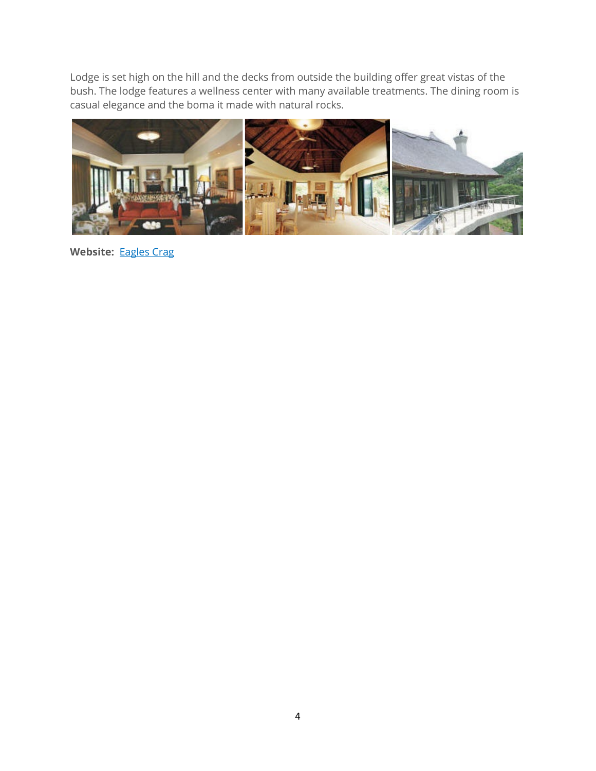Lodge is set high on the hill and the decks from outside the building offer great vistas of the bush. The lodge features a wellness center with many available treatments. The dining room is casual elegance and the boma it made with natural rocks.

**Website:** [Eagles Crag]()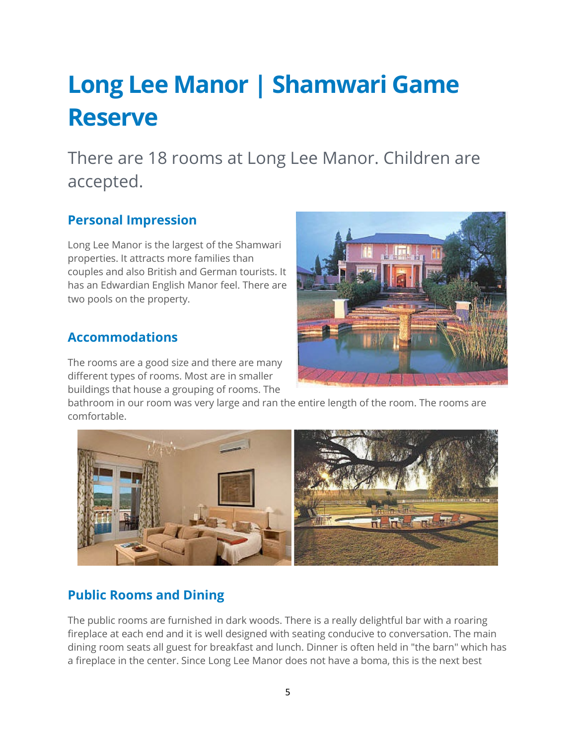# Long Lee Manor | Shamwari Game Reserve

There are 18 rooms at Long Lee Manor. Children are accepted.

### Personal Impression

Long Lee Manor is the largest of the Shamwari properties. It attracts more families than couples and also British and German tourists. It has an Edwardian English Manor feel. There are two pools on the property.

### Accommodations

The rooms are a good size and there are many different types of rooms. Most are in smaller buildings that house a grouping of rooms. The bathroom in our room was very large and ran the entire length of the room. The rooms are comfortable.

### Public Rooms and Dining

The public rooms are furnished in dark woods. There is a really delightful bar with a roaring fireplace at each end and it is well designed with seating conducive to conversation. The main dining room seats all guest for breakfast and lunch. Dinner is often held in "the barn" which has a fireplace in the center. Since Long Lee Manor does not have a boma, this is the next best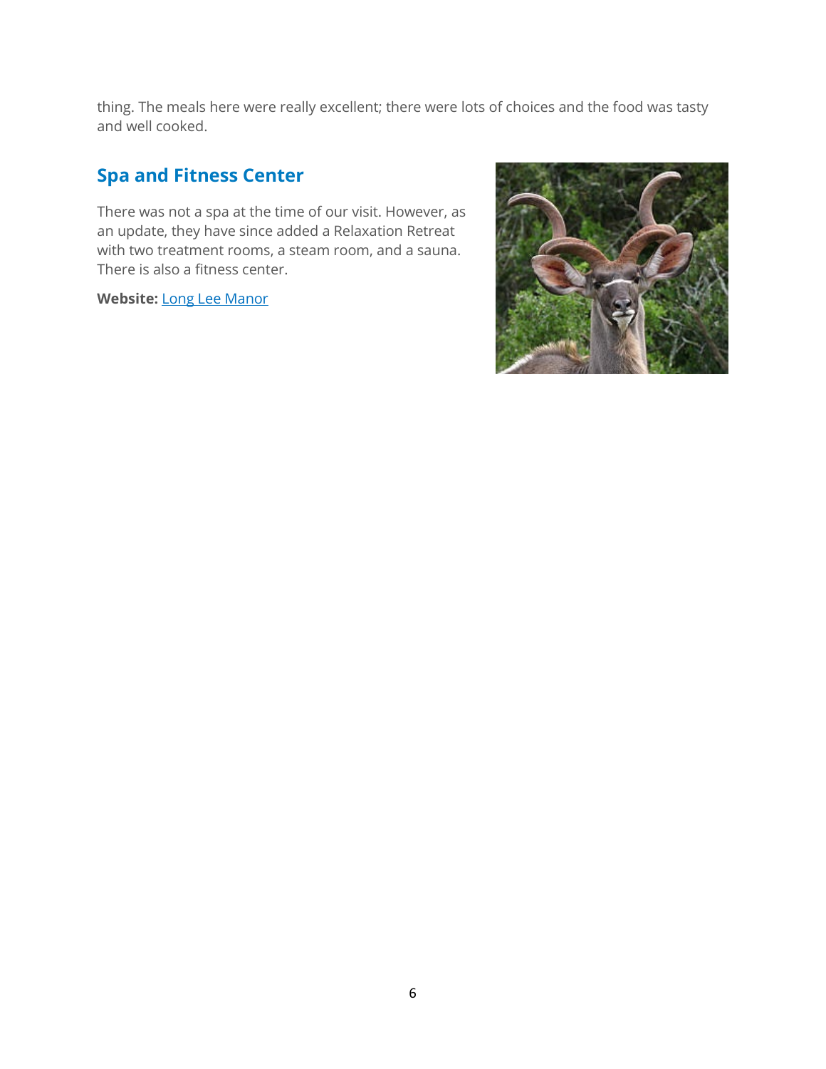thing. The meals here were really excellent; there were lots of choices and the food was tasty and well cooked.

## Spa and Fitness Center

There was not a spa at the time of our visit. However, as an update, they have since added a Relaxation Retreat with two treatment rooms, a steam room, and a sauna. There is also a fitness center.

**Website:** Long Lee Manor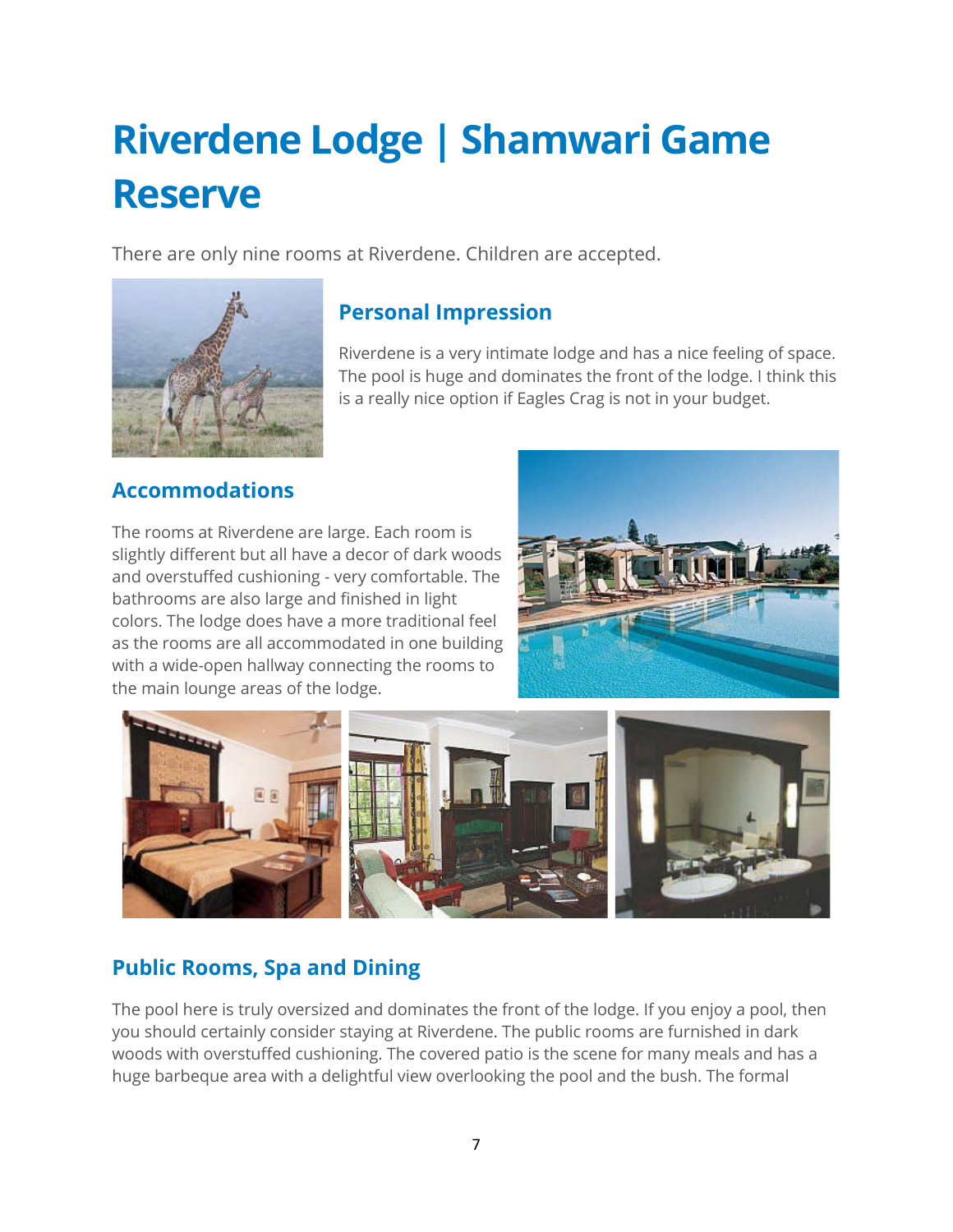# Riverdene Lodge | Shamwari Game Reserve

There are only nine rooms at Riverdene. Children are accepted.

### Personal Impression

Riverdene is a very intimate lodge and has a nice feeling of space. The pool is huge and dominates the front of the lodge. I think this is a really nice option if Eagles Crag is not in your budget.

### Accommodations

The rooms at Riverdene are large. Each room is slightly different but all have a decor of dark woods and overstuffed cushioning - very comfortable. The bathrooms are also large and finished in light colors. The lodge does have a more traditional feel as the rooms are all accommodated in one building with a wide-open hallway connecting the rooms to the main lounge areas of the lodge.

### Public Rooms, Spa and Dining

The pool here is truly oversized and dominates the front of the lodge. If you enjoy a pool, then you should certainly consider staying at Riverdene. The public rooms are furnished in dark woods with overstuffed cushioning. The covered patio is the scene for many meals and has a huge barbeque area with a delightful view overlooking the pool and the bush. The formal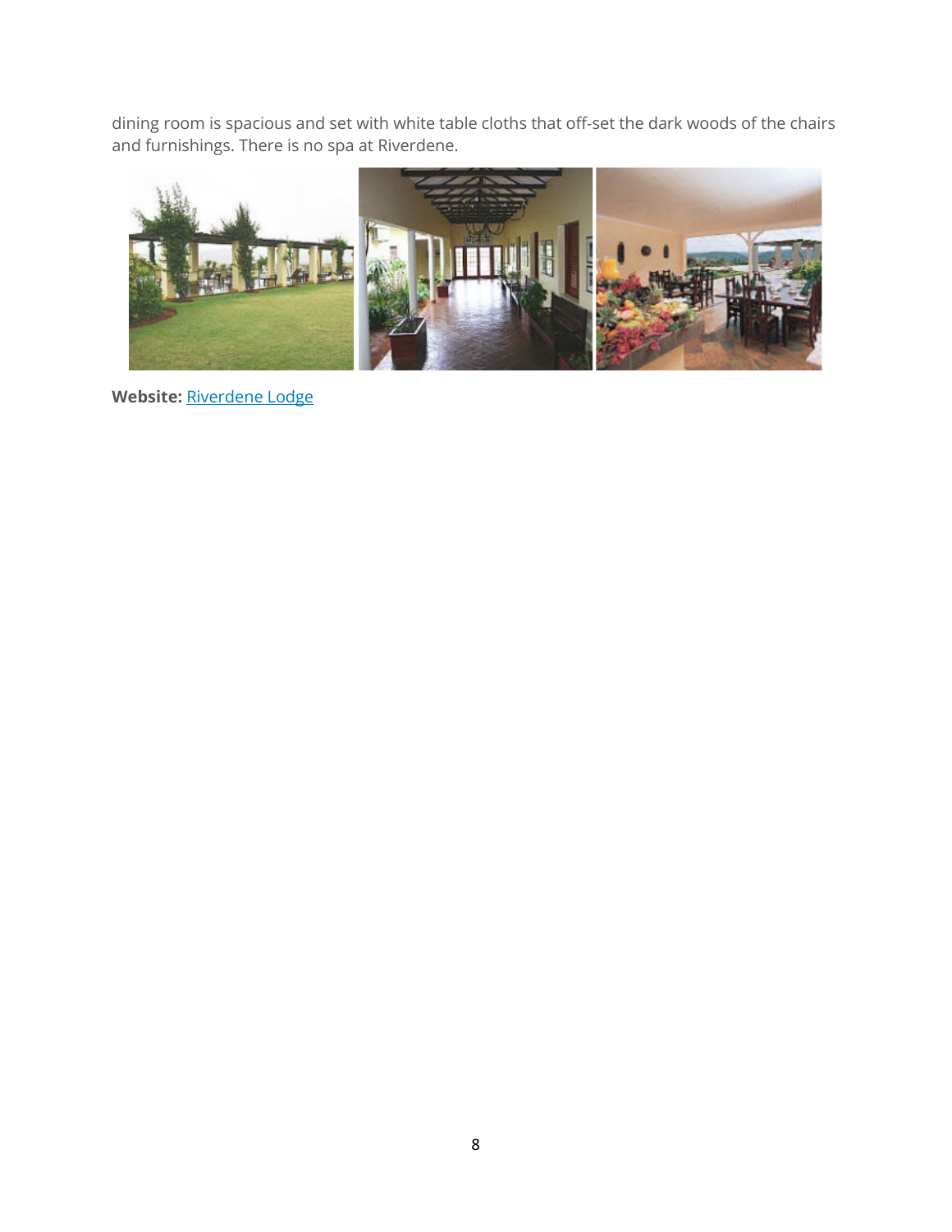dining room is spacious and set with white table cloths that off-set the dark woods of the chairs and furnishings. There is no spa at Riverdene.

**Website:** Riverdene Lodge